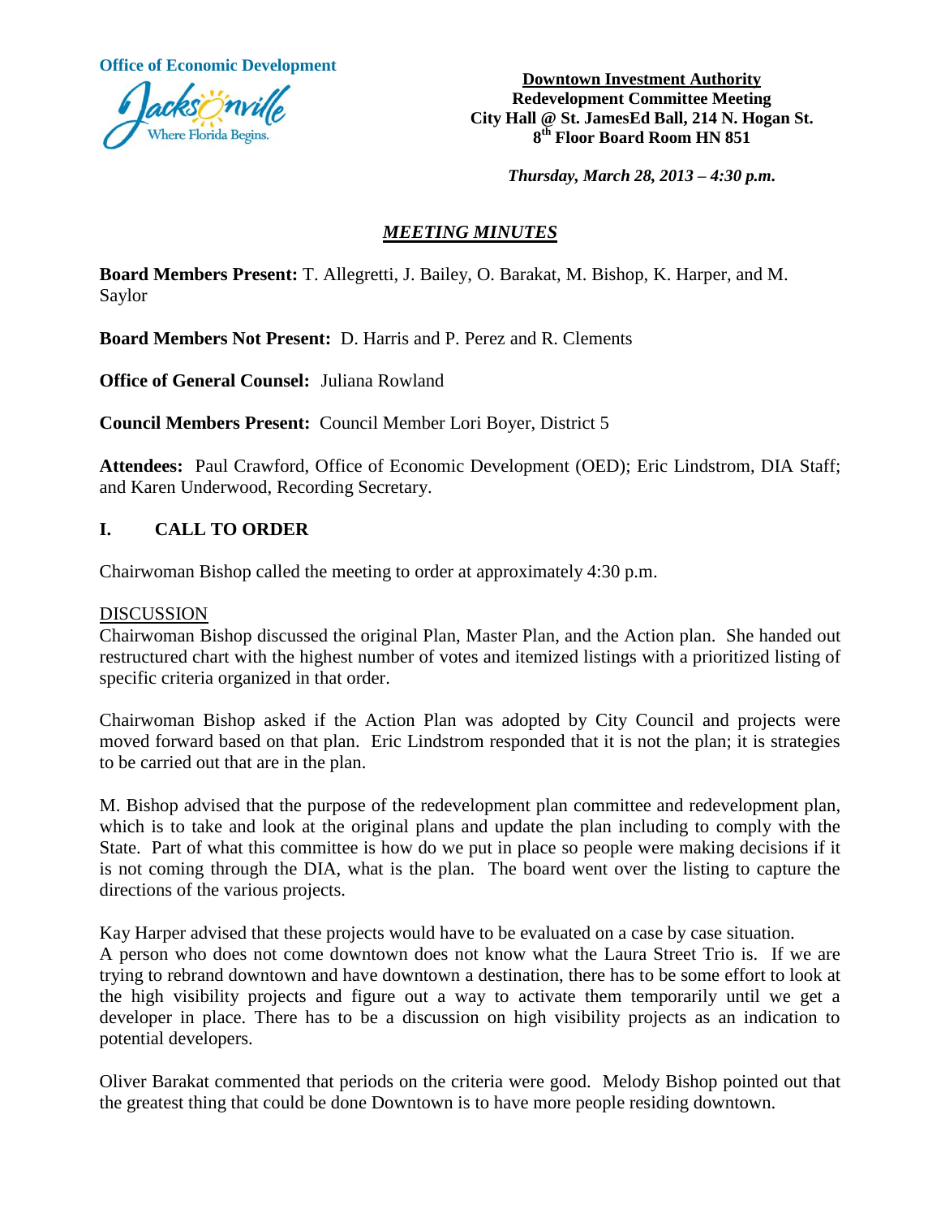Office of Economic Development

**Downtown Investment Authority**
**Redevelopment Committee Meeting**
**City Hall @ St. JamesEd Ball, 214 N. Hogan St.**
**8th Floor Board Room HN 851**

***Thursday, March 28, 2013 – 4:30 p.m.***

## *MEETING MINUTES*

**Board Members Present:** T. Allegretti, J. Bailey, O. Barakat, M. Bishop, K. Harper, and M. Saylor

**Board Members Not Present:** D. Harris and P. Perez and R. Clements

**Office of General Counsel:** Juliana Rowland

**Council Members Present:** Council Member Lori Boyer, District 5

**Attendees:** Paul Crawford, Office of Economic Development (OED); Eric Lindstrom, DIA Staff; and Karen Underwood, Recording Secretary.

## I. CALL TO ORDER

Chairwoman Bishop called the meeting to order at approximately 4:30 p.m.

DISCUSSION

Chairwoman Bishop discussed the original Plan, Master Plan, and the Action plan. She handed out restructured chart with the highest number of votes and itemized listings with a prioritized listing of specific criteria organized in that order.

Chairwoman Bishop asked if the Action Plan was adopted by City Council and projects were moved forward based on that plan. Eric Lindstrom responded that it is not the plan; it is strategies to be carried out that are in the plan.

M. Bishop advised that the purpose of the redevelopment plan committee and redevelopment plan, which is to take and look at the original plans and update the plan including to comply with the State. Part of what this committee is how do we put in place so people were making decisions if it is not coming through the DIA, what is the plan. The board went over the listing to capture the directions of the various projects.

Kay Harper advised that these projects would have to be evaluated on a case by case situation.
A person who does not come downtown does not know what the Laura Street Trio is. If we are trying to rebrand downtown and have downtown a destination, there has to be some effort to look at the high visibility projects and figure out a way to activate them temporarily until we get a developer in place. There has to be a discussion on high visibility projects as an indication to potential developers.

Oliver Barakat commented that periods on the criteria were good. Melody Bishop pointed out that the greatest thing that could be done Downtown is to have more people residing downtown.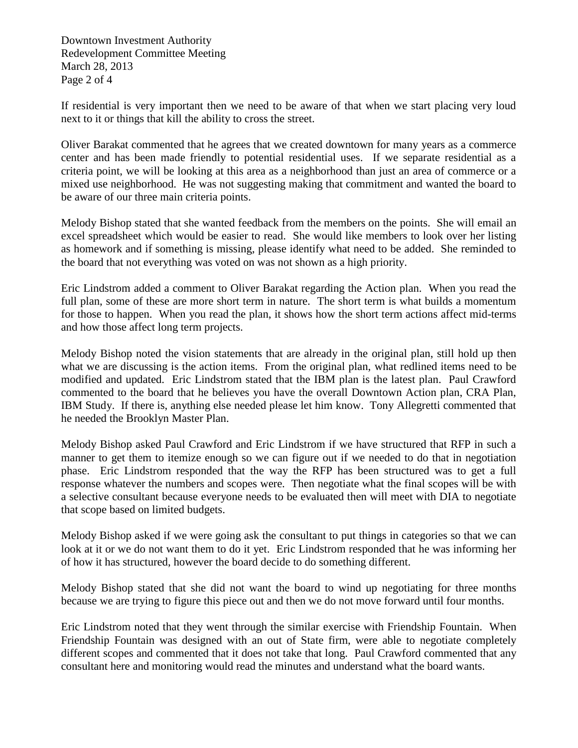If residential is very important then we need to be aware of that when we start placing very loud next to it or things that kill the ability to cross the street.

Oliver Barakat commented that he agrees that we created downtown for many years as a commerce center and has been made friendly to potential residential uses. If we separate residential as a criteria point, we will be looking at this area as a neighborhood than just an area of commerce or a mixed use neighborhood. He was not suggesting making that commitment and wanted the board to be aware of our three main criteria points.

Melody Bishop stated that she wanted feedback from the members on the points. She will email an excel spreadsheet which would be easier to read. She would like members to look over her listing as homework and if something is missing, please identify what need to be added. She reminded to the board that not everything was voted on was not shown as a high priority.

Eric Lindstrom added a comment to Oliver Barakat regarding the Action plan. When you read the full plan, some of these are more short term in nature. The short term is what builds a momentum for those to happen. When you read the plan, it shows how the short term actions affect mid-terms and how those affect long term projects.

Melody Bishop noted the vision statements that are already in the original plan, still hold up then what we are discussing is the action items. From the original plan, what redlined items need to be modified and updated. Eric Lindstrom stated that the IBM plan is the latest plan. Paul Crawford commented to the board that he believes you have the overall Downtown Action plan, CRA Plan, IBM Study. If there is, anything else needed please let him know. Tony Allegretti commented that he needed the Brooklyn Master Plan.

Melody Bishop asked Paul Crawford and Eric Lindstrom if we have structured that RFP in such a manner to get them to itemize enough so we can figure out if we needed to do that in negotiation phase. Eric Lindstrom responded that the way the RFP has been structured was to get a full response whatever the numbers and scopes were. Then negotiate what the final scopes will be with a selective consultant because everyone needs to be evaluated then will meet with DIA to negotiate that scope based on limited budgets.

Melody Bishop asked if we were going ask the consultant to put things in categories so that we can look at it or we do not want them to do it yet. Eric Lindstrom responded that he was informing her of how it has structured, however the board decide to do something different.

Melody Bishop stated that she did not want the board to wind up negotiating for three months because we are trying to figure this piece out and then we do not move forward until four months.

Eric Lindstrom noted that they went through the similar exercise with Friendship Fountain. When Friendship Fountain was designed with an out of State firm, were able to negotiate completely different scopes and commented that it does not take that long. Paul Crawford commented that any consultant here and monitoring would read the minutes and understand what the board wants.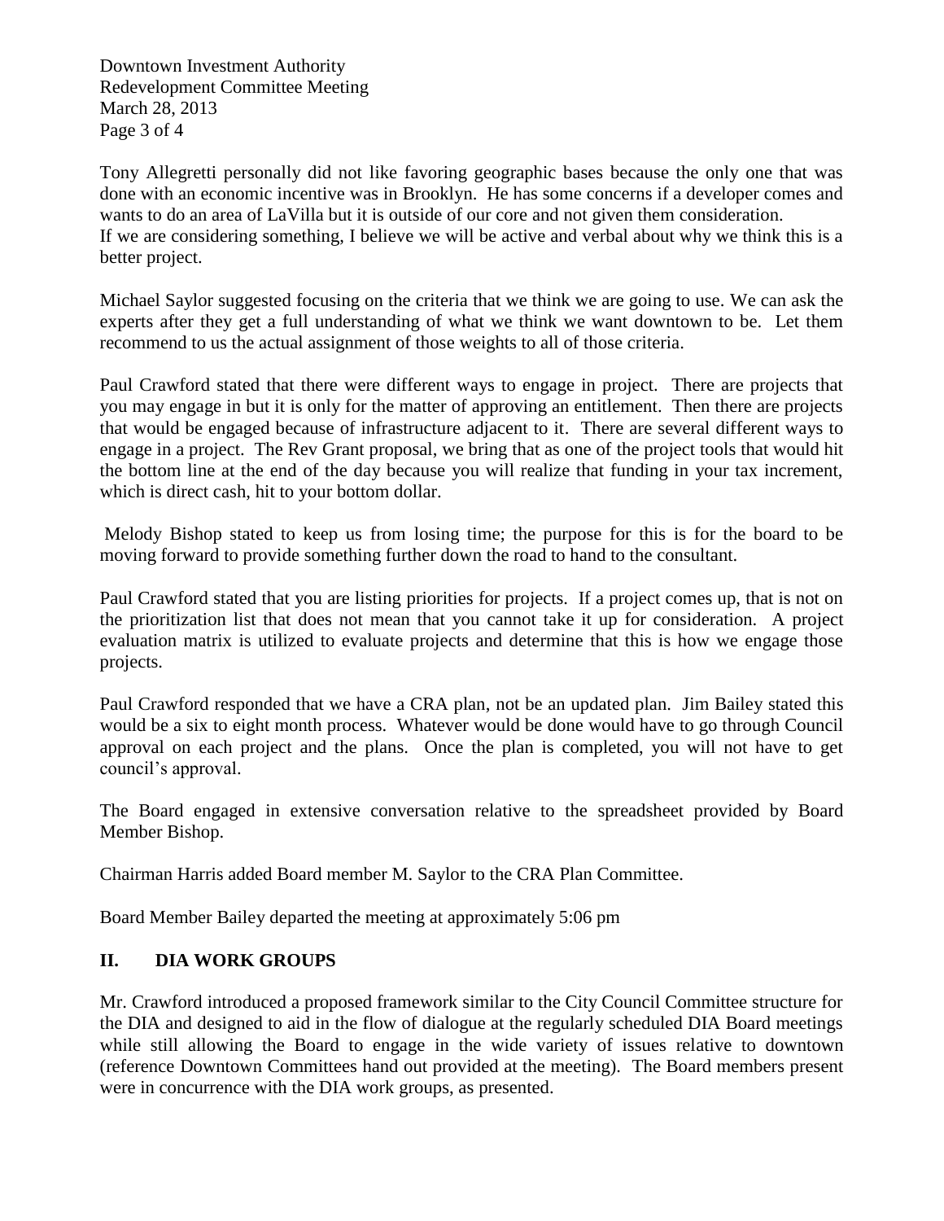Tony Allegretti personally did not like favoring geographic bases because the only one that was done with an economic incentive was in Brooklyn. He has some concerns if a developer comes and wants to do an area of LaVilla but it is outside of our core and not given them consideration. If we are considering something, I believe we will be active and verbal about why we think this is a better project.

Michael Saylor suggested focusing on the criteria that we think we are going to use. We can ask the experts after they get a full understanding of what we think we want downtown to be. Let them recommend to us the actual assignment of those weights to all of those criteria.

Paul Crawford stated that there were different ways to engage in project. There are projects that you may engage in but it is only for the matter of approving an entitlement. Then there are projects that would be engaged because of infrastructure adjacent to it. There are several different ways to engage in a project. The Rev Grant proposal, we bring that as one of the project tools that would hit the bottom line at the end of the day because you will realize that funding in your tax increment, which is direct cash, hit to your bottom dollar.

Melody Bishop stated to keep us from losing time; the purpose for this is for the board to be moving forward to provide something further down the road to hand to the consultant.

Paul Crawford stated that you are listing priorities for projects. If a project comes up, that is not on the prioritization list that does not mean that you cannot take it up for consideration. A project evaluation matrix is utilized to evaluate projects and determine that this is how we engage those projects.

Paul Crawford responded that we have a CRA plan, not be an updated plan. Jim Bailey stated this would be a six to eight month process. Whatever would be done would have to go through Council approval on each project and the plans. Once the plan is completed, you will not have to get council's approval.

The Board engaged in extensive conversation relative to the spreadsheet provided by Board Member Bishop.

Chairman Harris added Board member M. Saylor to the CRA Plan Committee.

Board Member Bailey departed the meeting at approximately 5:06 pm

## II. DIA WORK GROUPS

Mr. Crawford introduced a proposed framework similar to the City Council Committee structure for the DIA and designed to aid in the flow of dialogue at the regularly scheduled DIA Board meetings while still allowing the Board to engage in the wide variety of issues relative to downtown (reference Downtown Committees hand out provided at the meeting). The Board members present were in concurrence with the DIA work groups, as presented.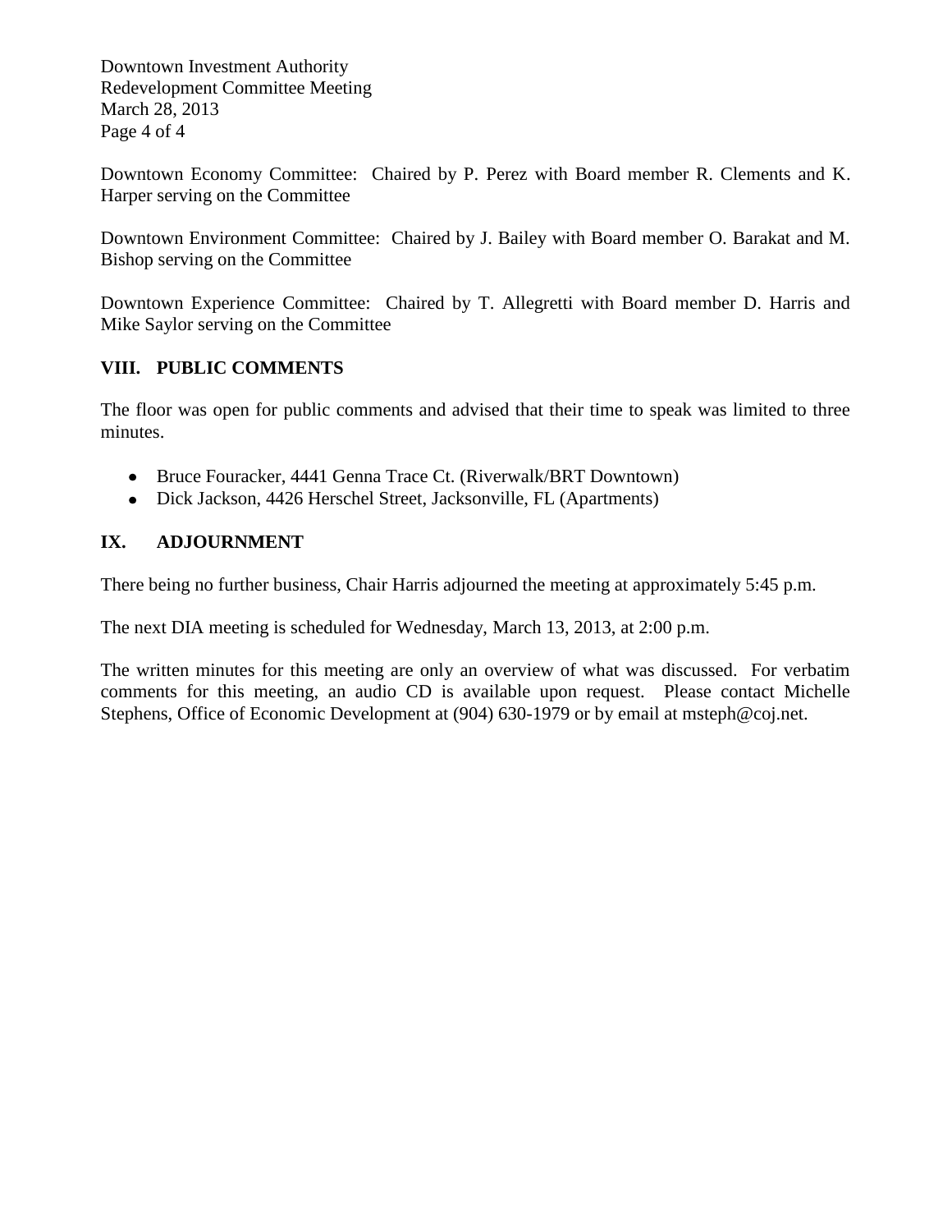Downtown Economy Committee: Chaired by P. Perez with Board member R. Clements and K. Harper serving on the Committee

Downtown Environment Committee: Chaired by J. Bailey with Board member O. Barakat and M. Bishop serving on the Committee

Downtown Experience Committee: Chaired by T. Allegretti with Board member D. Harris and Mike Saylor serving on the Committee

## VIII. PUBLIC COMMENTS

The floor was open for public comments and advised that their time to speak was limited to three minutes.

- Bruce Fouracker, 4441 Genna Trace Ct. (Riverwalk/BRT Downtown)
- Dick Jackson, 4426 Herschel Street, Jacksonville, FL (Apartments)

## IX. ADJOURNMENT

There being no further business, Chair Harris adjourned the meeting at approximately 5:45 p.m.

The next DIA meeting is scheduled for Wednesday, March 13, 2013, at 2:00 p.m.

The written minutes for this meeting are only an overview of what was discussed. For verbatim comments for this meeting, an audio CD is available upon request. Please contact Michelle Stephens, Office of Economic Development at (904) 630-1979 or by email at msteph@coj.net.